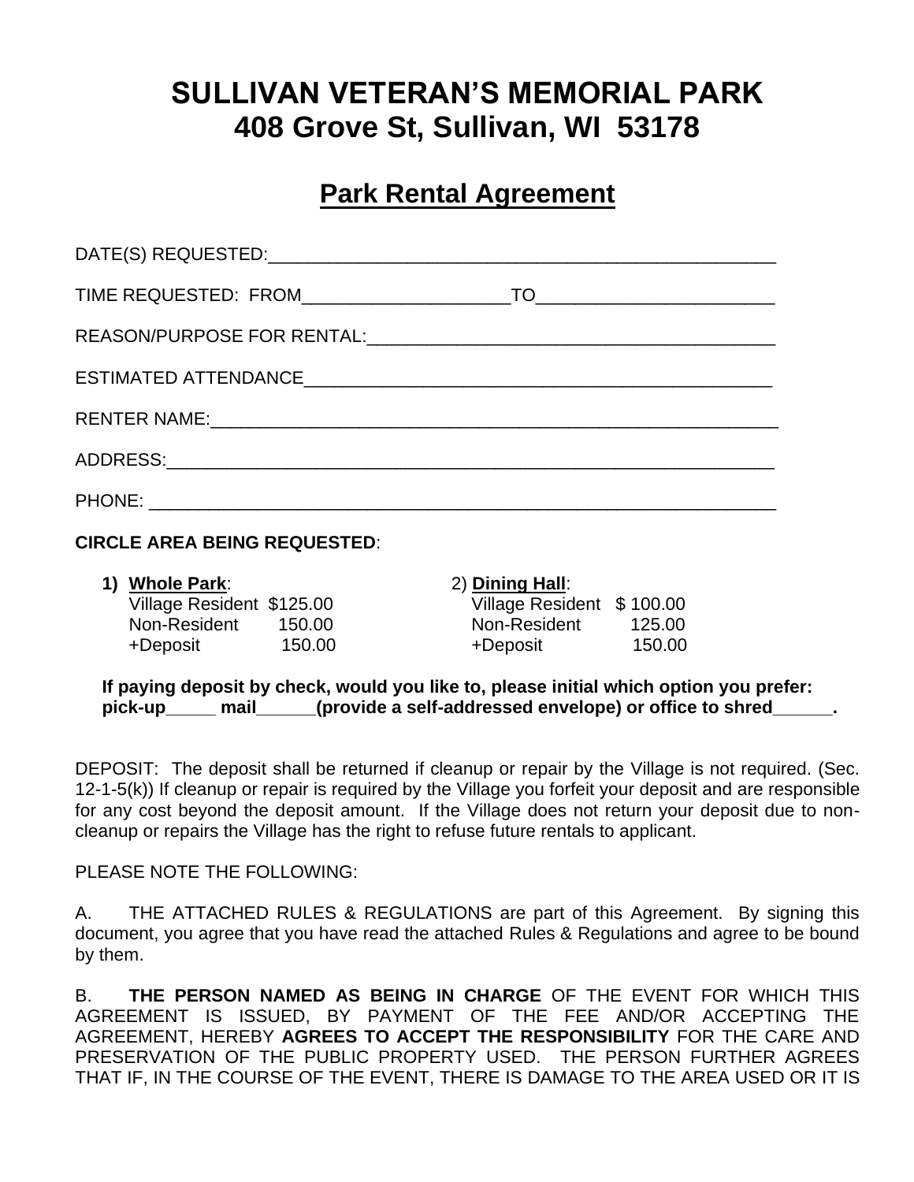# SULLIVAN VETERAN'S MEMORIAL PARK
# 408 Grove St, Sullivan, WI 53178

## Park Rental Agreement

DATE(S) REQUESTED:_____________________________________________________

TIME REQUESTED: FROM____________________TO_______________________

REASON/PURPOSE FOR RENTAL:________________________________________

ESTIMATED ATTENDANCE________________________________________________

RENTER NAME:_________________________________________________________

ADDRESS:_____________________________________________________________

PHONE: ______________________________________________________________

**CIRCLE AREA BEING REQUESTED**:

1) **Whole Park**:
   - Village Resident $125.00
   - Non-Resident 150.00
   - +Deposit 150.00

2) **Dining Hall**:
   - Village Resident $ 100.00
   - Non-Resident 125.00
   - +Deposit 150.00

**If paying deposit by check, would you like to, please initial which option you prefer: pick-up_____ mail______(provide a self-addressed envelope) or office to shred______.**

DEPOSIT: The deposit shall be returned if cleanup or repair by the Village is not required. (Sec. 12-1-5(k)) If cleanup or repair is required by the Village you forfeit your deposit and are responsible for any cost beyond the deposit amount. If the Village does not return your deposit due to non-cleanup or repairs the Village has the right to refuse future rentals to applicant.

PLEASE NOTE THE FOLLOWING:

A. THE ATTACHED RULES & REGULATIONS are part of this Agreement. By signing this document, you agree that you have read the attached Rules & Regulations and agree to be bound by them.

B. **THE PERSON NAMED AS BEING IN CHARGE** OF THE EVENT FOR WHICH THIS AGREEMENT IS ISSUED, BY PAYMENT OF THE FEE AND/OR ACCEPTING THE AGREEMENT, HEREBY **AGREES TO ACCEPT THE RESPONSIBILITY** FOR THE CARE AND PRESERVATION OF THE PUBLIC PROPERTY USED. THE PERSON FURTHER AGREES THAT IF, IN THE COURSE OF THE EVENT, THERE IS DAMAGE TO THE AREA USED OR IT IS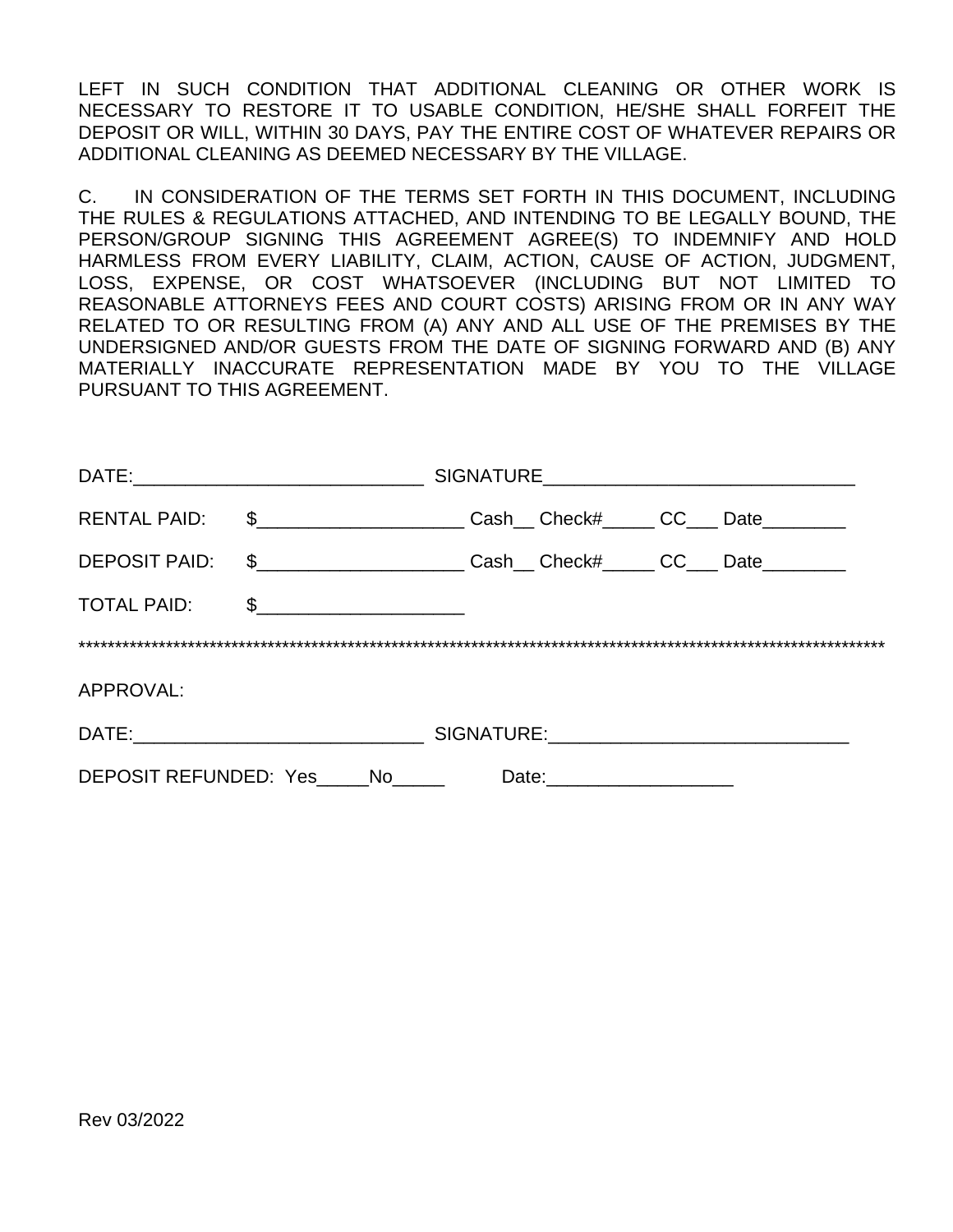LEFT IN SUCH CONDITION THAT ADDITIONAL CLEANING OR OTHER WORK IS NECESSARY TO RESTORE IT TO USABLE CONDITION, HE/SHE SHALL FORFEIT THE DEPOSIT OR WILL, WITHIN 30 DAYS, PAY THE ENTIRE COST OF WHATEVER REPAIRS OR ADDITIONAL CLEANING AS DEEMED NECESSARY BY THE VILLAGE.

C. IN CONSIDERATION OF THE TERMS SET FORTH IN THIS DOCUMENT, INCLUDING THE RULES & REGULATIONS ATTACHED, AND INTENDING TO BE LEGALLY BOUND, THE PERSON/GROUP SIGNING THIS AGREEMENT AGREE(S) TO INDEMNIFY AND HOLD HARMLESS FROM EVERY LIABILITY, CLAIM, ACTION, CAUSE OF ACTION, JUDGMENT, LOSS, EXPENSE, OR COST WHATSOEVER (INCLUDING BUT NOT LIMITED TO REASONABLE ATTORNEYS FEES AND COURT COSTS) ARISING FROM OR IN ANY WAY RELATED TO OR RESULTING FROM (A) ANY AND ALL USE OF THE PREMISES BY THE UNDERSIGNED AND/OR GUESTS FROM THE DATE OF SIGNING FORWARD AND (B) ANY MATERIALLY INACCURATE REPRESENTATION MADE BY YOU TO THE VILLAGE PURSUANT TO THIS AGREEMENT.

DATE:____________________________ SIGNATURE______________________________

RENTAL PAID: $____________________ Cash__ Check#_____ CC___ Date________

DEPOSIT PAID: $____________________ Cash__ Check#_____ CC___ Date________

TOTAL PAID: $____________________

********************************************************************************************************************

APPROVAL:

DATE:____________________________ SIGNATURE:_____________________________

DEPOSIT REFUNDED: Yes_____No_____ Date:__________________

Rev 03/2022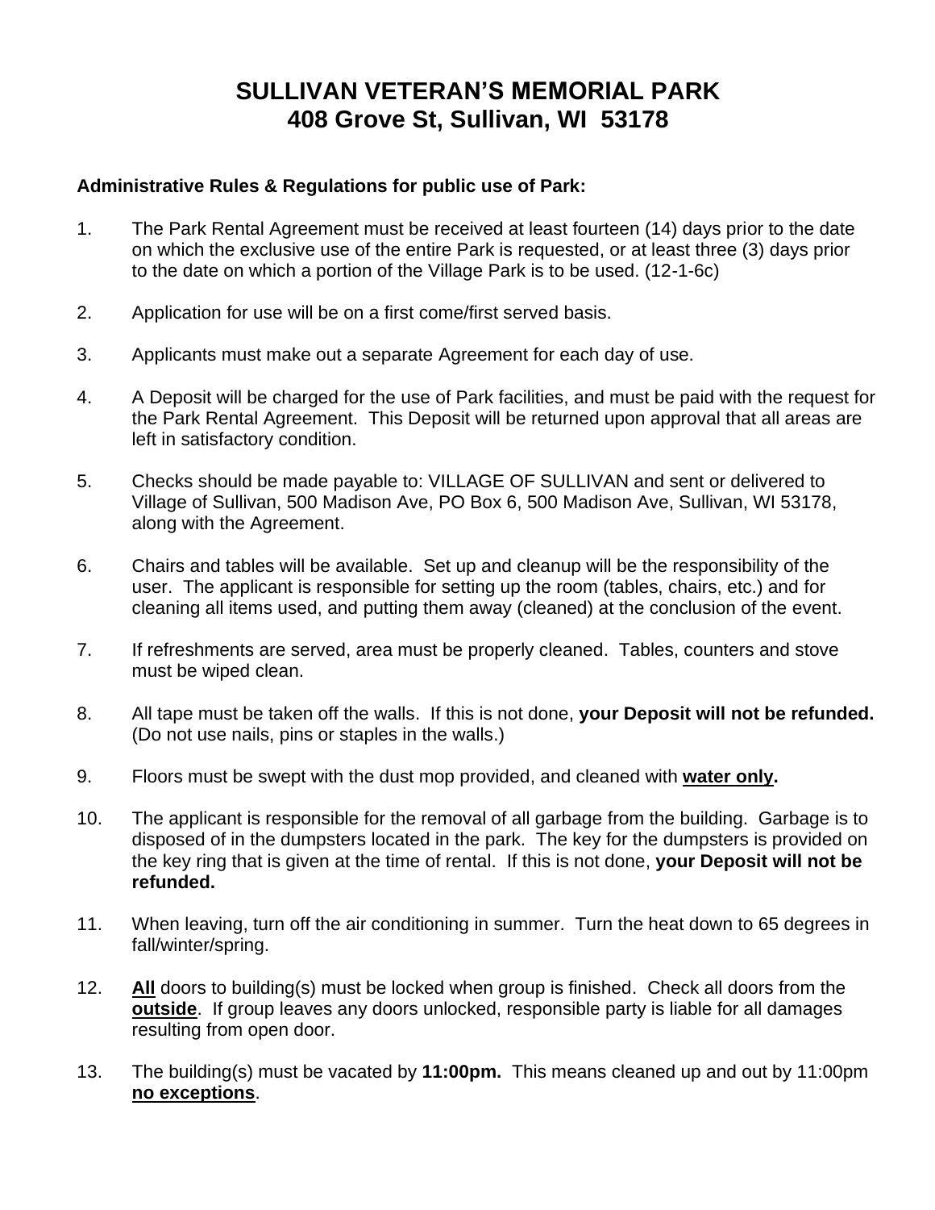# SULLIVAN VETERAN'S MEMORIAL PARK
# 408 Grove St, Sullivan, WI 53178

**Administrative Rules & Regulations for public use of Park:**

1. The Park Rental Agreement must be received at least fourteen (14) days prior to the date on which the exclusive use of the entire Park is requested, or at least three (3) days prior to the date on which a portion of the Village Park is to be used. (12-1-6c)

2. Application for use will be on a first come/first served basis.

3. Applicants must make out a separate Agreement for each day of use.

4. A Deposit will be charged for the use of Park facilities, and must be paid with the request for the Park Rental Agreement. This Deposit will be returned upon approval that all areas are left in satisfactory condition.

5. Checks should be made payable to: VILLAGE OF SULLIVAN and sent or delivered to Village of Sullivan, 500 Madison Ave, PO Box 6, 500 Madison Ave, Sullivan, WI 53178, along with the Agreement.

6. Chairs and tables will be available. Set up and cleanup will be the responsibility of the user. The applicant is responsible for setting up the room (tables, chairs, etc.) and for cleaning all items used, and putting them away (cleaned) at the conclusion of the event.

7. If refreshments are served, area must be properly cleaned. Tables, counters and stove must be wiped clean.

8. All tape must be taken off the walls. If this is not done, **your Deposit will not be refunded.** (Do not use nails, pins or staples in the walls.)

9. Floors must be swept with the dust mop provided, and cleaned with <u>**water only**</u>**.**

10. The applicant is responsible for the removal of all garbage from the building. Garbage is to disposed of in the dumpsters located in the park. The key for the dumpsters is provided on the key ring that is given at the time of rental. If this is not done, **your Deposit will not be refunded.**

11. When leaving, turn off the air conditioning in summer. Turn the heat down to 65 degrees in fall/winter/spring.

12. <u>**All**</u> doors to building(s) must be locked when group is finished. Check all doors from the <u>**outside**</u>. If group leaves any doors unlocked, responsible party is liable for all damages resulting from open door.

13. The building(s) must be vacated by **11:00pm.** This means cleaned up and out by 11:00pm <u>**no exceptions**</u>.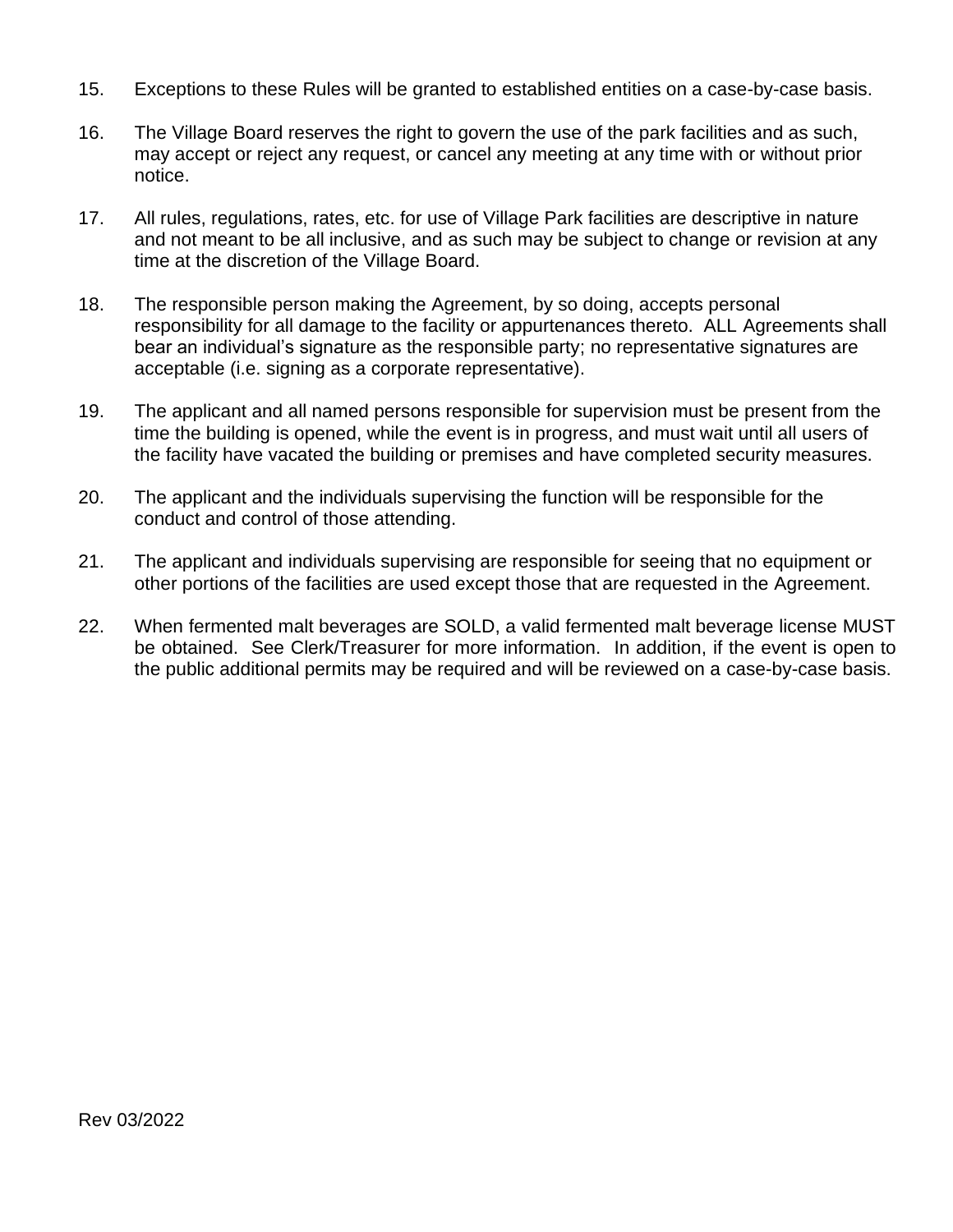15. Exceptions to these Rules will be granted to established entities on a case-by-case basis.

16. The Village Board reserves the right to govern the use of the park facilities and as such, may accept or reject any request, or cancel any meeting at any time with or without prior notice.

17. All rules, regulations, rates, etc. for use of Village Park facilities are descriptive in nature and not meant to be all inclusive, and as such may be subject to change or revision at any time at the discretion of the Village Board.

18. The responsible person making the Agreement, by so doing, accepts personal responsibility for all damage to the facility or appurtenances thereto. ALL Agreements shall bear an individual's signature as the responsible party; no representative signatures are acceptable (i.e. signing as a corporate representative).

19. The applicant and all named persons responsible for supervision must be present from the time the building is opened, while the event is in progress, and must wait until all users of the facility have vacated the building or premises and have completed security measures.

20. The applicant and the individuals supervising the function will be responsible for the conduct and control of those attending.

21. The applicant and individuals supervising are responsible for seeing that no equipment or other portions of the facilities are used except those that are requested in the Agreement.

22. When fermented malt beverages are SOLD, a valid fermented malt beverage license MUST be obtained. See Clerk/Treasurer for more information. In addition, if the event is open to the public additional permits may be required and will be reviewed on a case-by-case basis.

Rev 03/2022